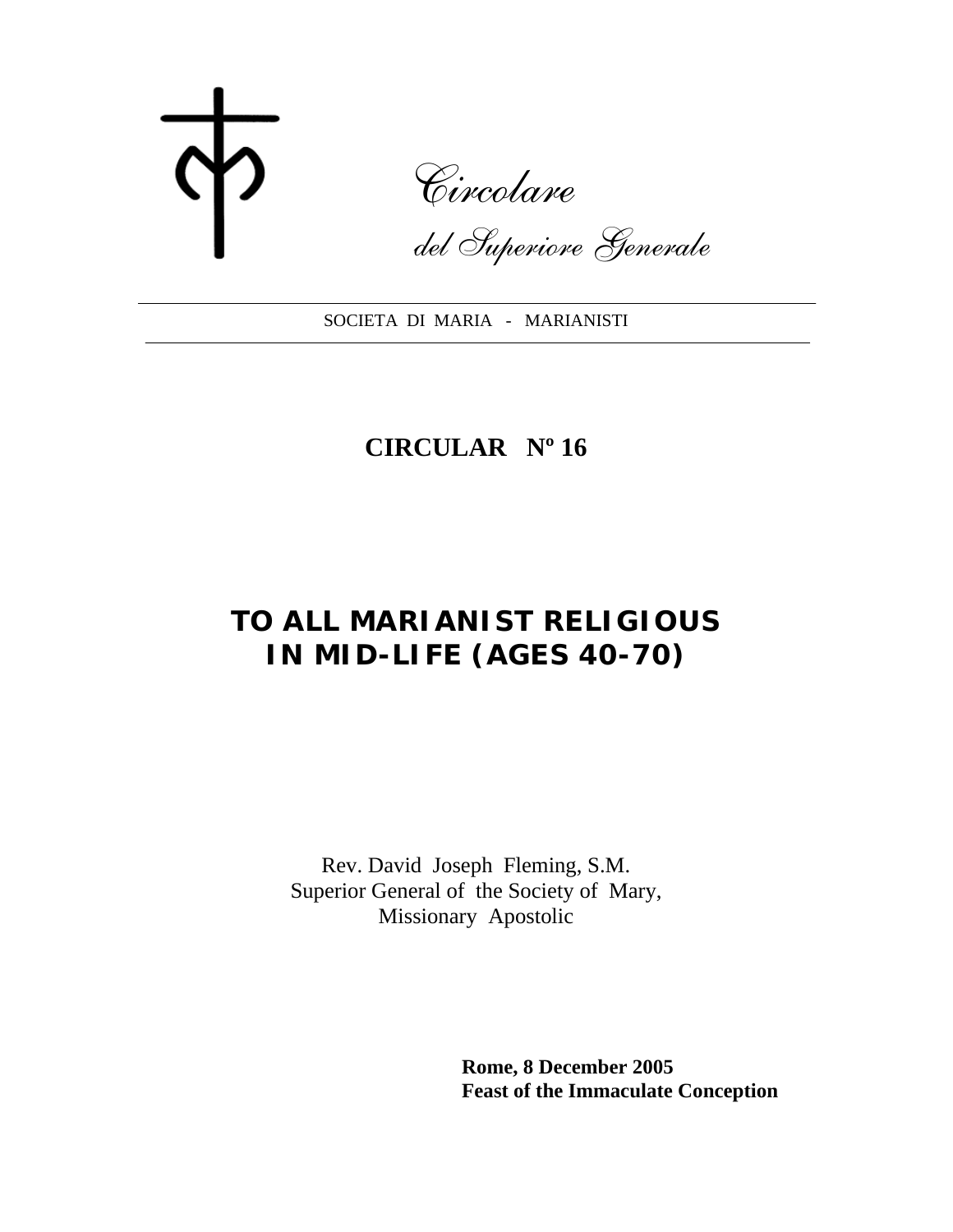*Circolare*

*del Superiore Generale*

SOCIETA DI MARIA - MARIANISTI

**CIRCULAR Nº 16**

# TO ALL MARIANIST RELIGIOUS IN MID-LIFE (AGES 40-70)

Rev. David Joseph Fleming, S.M.
Superior General of the Society of Mary,
Missionary Apostolic

**Rome, 8 December 2005**
**Feast of the Immaculate Conception**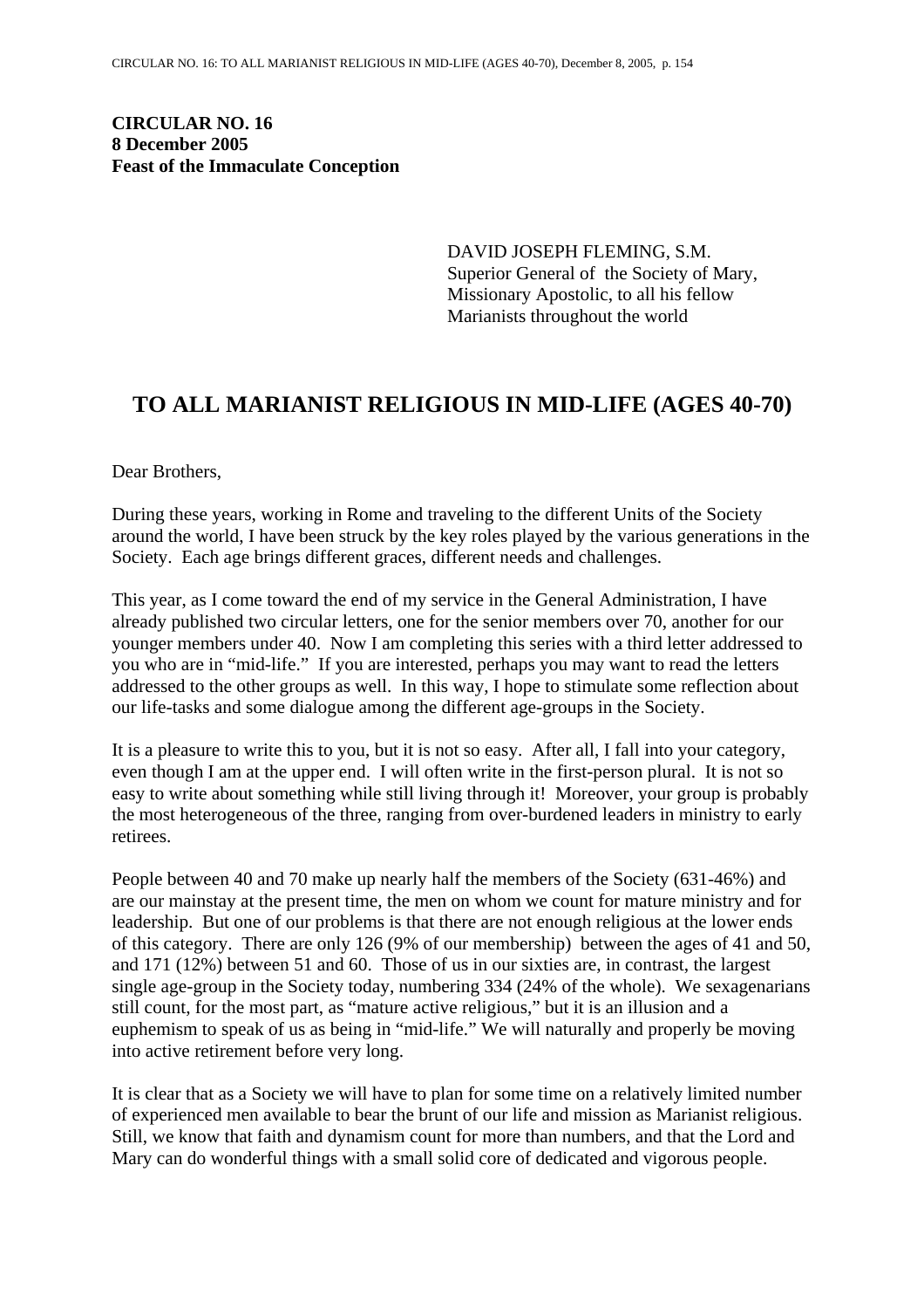**CIRCULAR NO. 16**
**8 December 2005**
**Feast of the Immaculate Conception**

DAVID JOSEPH FLEMING, S.M.
Superior General of the Society of Mary,
Missionary Apostolic, to all his fellow
Marianists throughout the world

# TO ALL MARIANIST RELIGIOUS IN MID-LIFE (AGES 40-70)

Dear Brothers,

During these years, working in Rome and traveling to the different Units of the Society around the world, I have been struck by the key roles played by the various generations in the Society. Each age brings different graces, different needs and challenges.

This year, as I come toward the end of my service in the General Administration, I have already published two circular letters, one for the senior members over 70, another for our younger members under 40. Now I am completing this series with a third letter addressed to you who are in "mid-life." If you are interested, perhaps you may want to read the letters addressed to the other groups as well. In this way, I hope to stimulate some reflection about our life-tasks and some dialogue among the different age-groups in the Society.

It is a pleasure to write this to you, but it is not so easy. After all, I fall into your category, even though I am at the upper end. I will often write in the first-person plural. It is not so easy to write about something while still living through it! Moreover, your group is probably the most heterogeneous of the three, ranging from over-burdened leaders in ministry to early retirees.

People between 40 and 70 make up nearly half the members of the Society (631-46%) and are our mainstay at the present time, the men on whom we count for mature ministry and for leadership. But one of our problems is that there are not enough religious at the lower ends of this category. There are only 126 (9% of our membership) between the ages of 41 and 50, and 171 (12%) between 51 and 60. Those of us in our sixties are, in contrast, the largest single age-group in the Society today, numbering 334 (24% of the whole). We sexagenarians still count, for the most part, as "mature active religious," but it is an illusion and a euphemism to speak of us as being in "mid-life." We will naturally and properly be moving into active retirement before very long.

It is clear that as a Society we will have to plan for some time on a relatively limited number of experienced men available to bear the brunt of our life and mission as Marianist religious. Still, we know that faith and dynamism count for more than numbers, and that the Lord and Mary can do wonderful things with a small solid core of dedicated and vigorous people.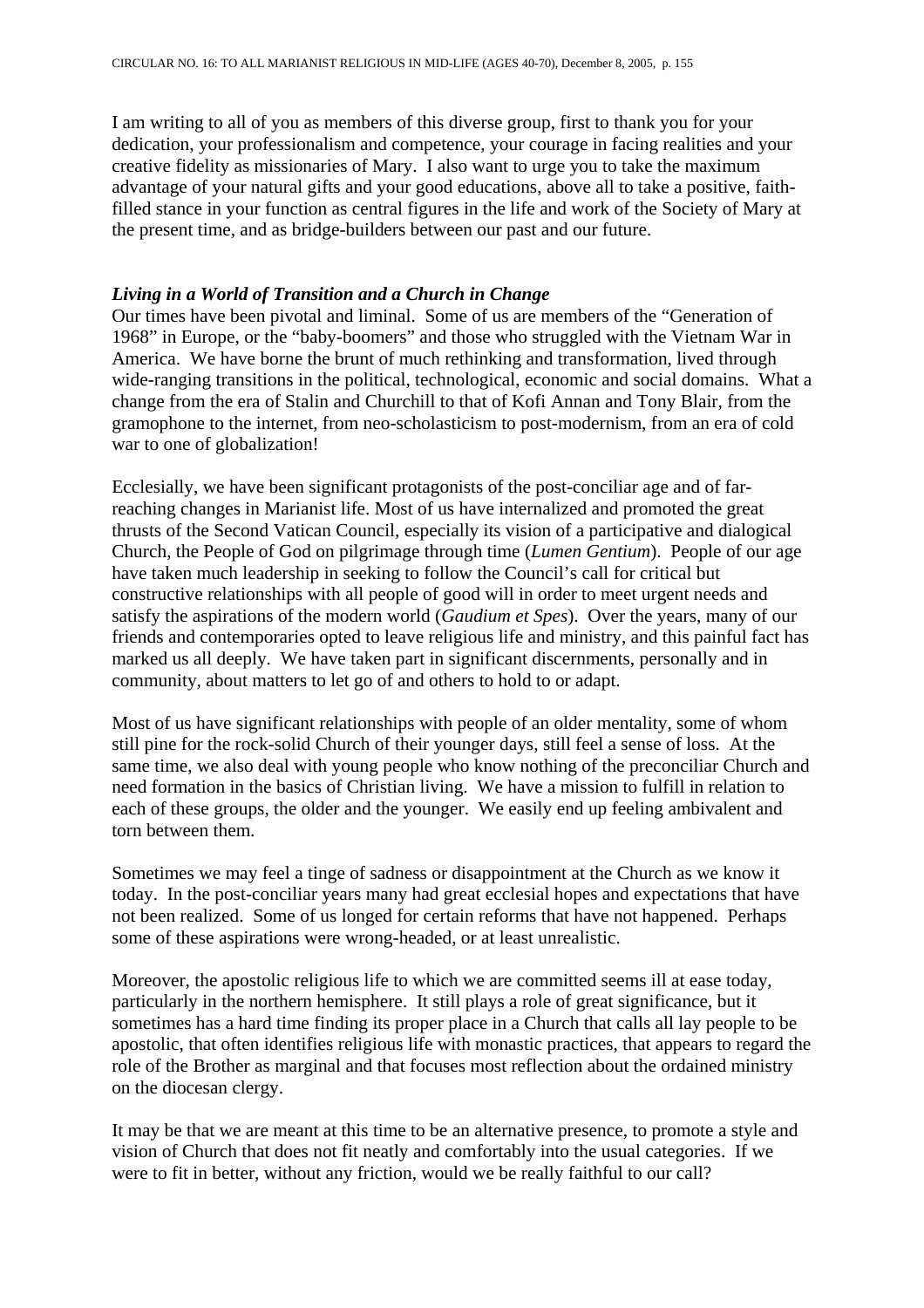I am writing to all of you as members of this diverse group, first to thank you for your dedication, your professionalism and competence, your courage in facing realities and your creative fidelity as missionaries of Mary. I also want to urge you to take the maximum advantage of your natural gifts and your good educations, above all to take a positive, faith-filled stance in your function as central figures in the life and work of the Society of Mary at the present time, and as bridge-builders between our past and our future.

### *Living in a World of Transition and a Church in Change*

Our times have been pivotal and liminal. Some of us are members of the "Generation of 1968" in Europe, or the "baby-boomers" and those who struggled with the Vietnam War in America. We have borne the brunt of much rethinking and transformation, lived through wide-ranging transitions in the political, technological, economic and social domains. What a change from the era of Stalin and Churchill to that of Kofi Annan and Tony Blair, from the gramophone to the internet, from neo-scholasticism to post-modernism, from an era of cold war to one of globalization!

Ecclesially, we have been significant protagonists of the post-conciliar age and of far-reaching changes in Marianist life. Most of us have internalized and promoted the great thrusts of the Second Vatican Council, especially its vision of a participative and dialogical Church, the People of God on pilgrimage through time (*Lumen Gentium*). People of our age have taken much leadership in seeking to follow the Council's call for critical but constructive relationships with all people of good will in order to meet urgent needs and satisfy the aspirations of the modern world (*Gaudium et Spes*). Over the years, many of our friends and contemporaries opted to leave religious life and ministry, and this painful fact has marked us all deeply. We have taken part in significant discernments, personally and in community, about matters to let go of and others to hold to or adapt.

Most of us have significant relationships with people of an older mentality, some of whom still pine for the rock-solid Church of their younger days, still feel a sense of loss. At the same time, we also deal with young people who know nothing of the preconciliar Church and need formation in the basics of Christian living. We have a mission to fulfill in relation to each of these groups, the older and the younger. We easily end up feeling ambivalent and torn between them.

Sometimes we may feel a tinge of sadness or disappointment at the Church as we know it today. In the post-conciliar years many had great ecclesial hopes and expectations that have not been realized. Some of us longed for certain reforms that have not happened. Perhaps some of these aspirations were wrong-headed, or at least unrealistic.

Moreover, the apostolic religious life to which we are committed seems ill at ease today, particularly in the northern hemisphere. It still plays a role of great significance, but it sometimes has a hard time finding its proper place in a Church that calls all lay people to be apostolic, that often identifies religious life with monastic practices, that appears to regard the role of the Brother as marginal and that focuses most reflection about the ordained ministry on the diocesan clergy.

It may be that we are meant at this time to be an alternative presence, to promote a style and vision of Church that does not fit neatly and comfortably into the usual categories. If we were to fit in better, without any friction, would we be really faithful to our call?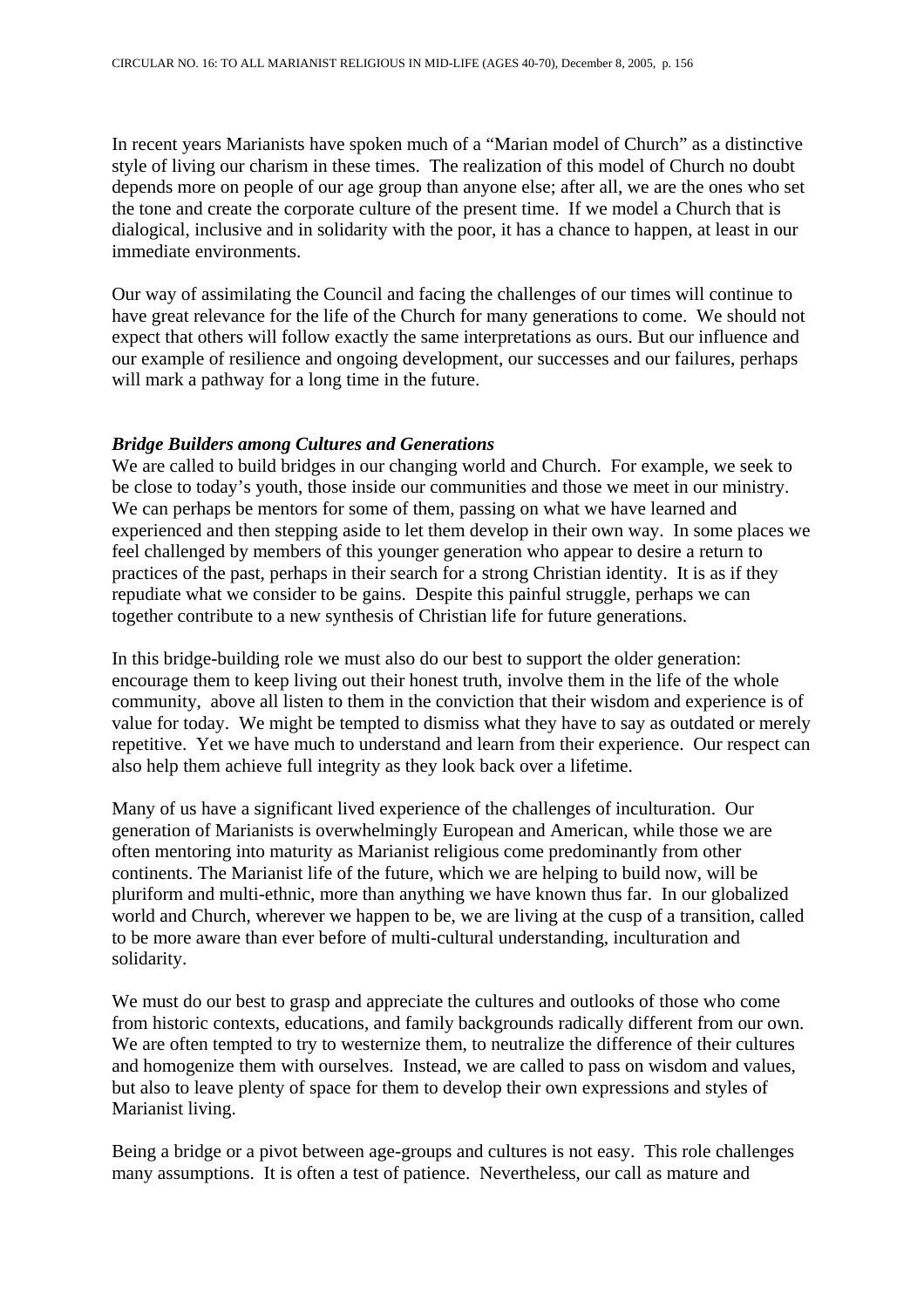In recent years Marianists have spoken much of a "Marian model of Church" as a distinctive style of living our charism in these times. The realization of this model of Church no doubt depends more on people of our age group than anyone else; after all, we are the ones who set the tone and create the corporate culture of the present time. If we model a Church that is dialogical, inclusive and in solidarity with the poor, it has a chance to happen, at least in our immediate environments.

Our way of assimilating the Council and facing the challenges of our times will continue to have great relevance for the life of the Church for many generations to come. We should not expect that others will follow exactly the same interpretations as ours. But our influence and our example of resilience and ongoing development, our successes and our failures, perhaps will mark a pathway for a long time in the future.

***Bridge Builders among Cultures and Generations***

We are called to build bridges in our changing world and Church. For example, we seek to be close to today's youth, those inside our communities and those we meet in our ministry. We can perhaps be mentors for some of them, passing on what we have learned and experienced and then stepping aside to let them develop in their own way. In some places we feel challenged by members of this younger generation who appear to desire a return to practices of the past, perhaps in their search for a strong Christian identity. It is as if they repudiate what we consider to be gains. Despite this painful struggle, perhaps we can together contribute to a new synthesis of Christian life for future generations.

In this bridge-building role we must also do our best to support the older generation: encourage them to keep living out their honest truth, involve them in the life of the whole community, above all listen to them in the conviction that their wisdom and experience is of value for today. We might be tempted to dismiss what they have to say as outdated or merely repetitive. Yet we have much to understand and learn from their experience. Our respect can also help them achieve full integrity as they look back over a lifetime.

Many of us have a significant lived experience of the challenges of inculturation. Our generation of Marianists is overwhelmingly European and American, while those we are often mentoring into maturity as Marianist religious come predominantly from other continents. The Marianist life of the future, which we are helping to build now, will be pluriform and multi-ethnic, more than anything we have known thus far. In our globalized world and Church, wherever we happen to be, we are living at the cusp of a transition, called to be more aware than ever before of multi-cultural understanding, inculturation and solidarity.

We must do our best to grasp and appreciate the cultures and outlooks of those who come from historic contexts, educations, and family backgrounds radically different from our own. We are often tempted to try to westernize them, to neutralize the difference of their cultures and homogenize them with ourselves. Instead, we are called to pass on wisdom and values, but also to leave plenty of space for them to develop their own expressions and styles of Marianist living.

Being a bridge or a pivot between age-groups and cultures is not easy. This role challenges many assumptions. It is often a test of patience. Nevertheless, our call as mature and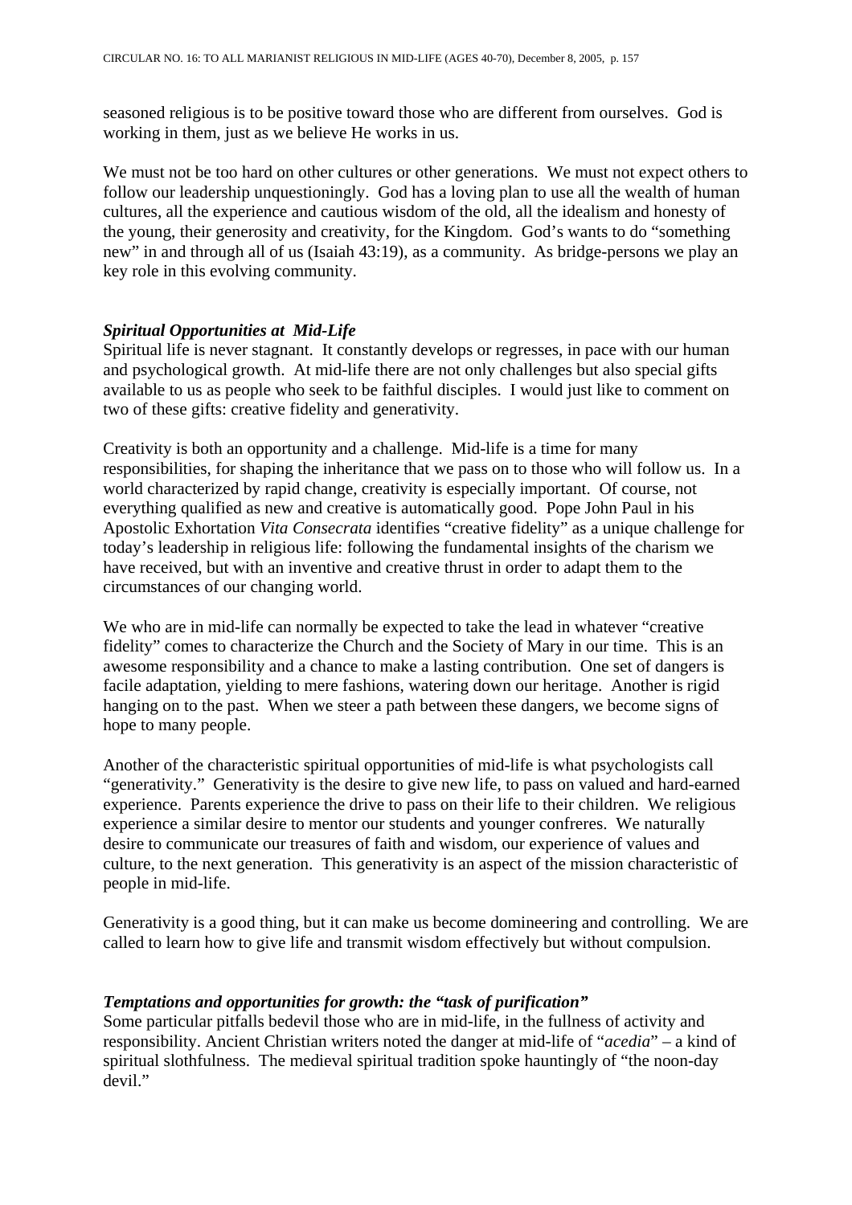seasoned religious is to be positive toward those who are different from ourselves. God is working in them, just as we believe He works in us.

We must not be too hard on other cultures or other generations. We must not expect others to follow our leadership unquestioningly. God has a loving plan to use all the wealth of human cultures, all the experience and cautious wisdom of the old, all the idealism and honesty of the young, their generosity and creativity, for the Kingdom. God's wants to do "something new" in and through all of us (Isaiah 43:19), as a community. As bridge-persons we play an key role in this evolving community.

### *Spiritual Opportunities at Mid-Life*

Spiritual life is never stagnant. It constantly develops or regresses, in pace with our human and psychological growth. At mid-life there are not only challenges but also special gifts available to us as people who seek to be faithful disciples. I would just like to comment on two of these gifts: creative fidelity and generativity.

Creativity is both an opportunity and a challenge. Mid-life is a time for many responsibilities, for shaping the inheritance that we pass on to those who will follow us. In a world characterized by rapid change, creativity is especially important. Of course, not everything qualified as new and creative is automatically good. Pope John Paul in his Apostolic Exhortation *Vita Consecrata* identifies "creative fidelity" as a unique challenge for today's leadership in religious life: following the fundamental insights of the charism we have received, but with an inventive and creative thrust in order to adapt them to the circumstances of our changing world.

We who are in mid-life can normally be expected to take the lead in whatever "creative fidelity" comes to characterize the Church and the Society of Mary in our time. This is an awesome responsibility and a chance to make a lasting contribution. One set of dangers is facile adaptation, yielding to mere fashions, watering down our heritage. Another is rigid hanging on to the past. When we steer a path between these dangers, we become signs of hope to many people.

Another of the characteristic spiritual opportunities of mid-life is what psychologists call "generativity." Generativity is the desire to give new life, to pass on valued and hard-earned experience. Parents experience the drive to pass on their life to their children. We religious experience a similar desire to mentor our students and younger confreres. We naturally desire to communicate our treasures of faith and wisdom, our experience of values and culture, to the next generation. This generativity is an aspect of the mission characteristic of people in mid-life.

Generativity is a good thing, but it can make us become domineering and controlling. We are called to learn how to give life and transmit wisdom effectively but without compulsion.

### *Temptations and opportunities for growth: the "task of purification"*

Some particular pitfalls bedevil those who are in mid-life, in the fullness of activity and responsibility. Ancient Christian writers noted the danger at mid-life of "*acedia*" – a kind of spiritual slothfulness. The medieval spiritual tradition spoke hauntingly of "the noon-day devil."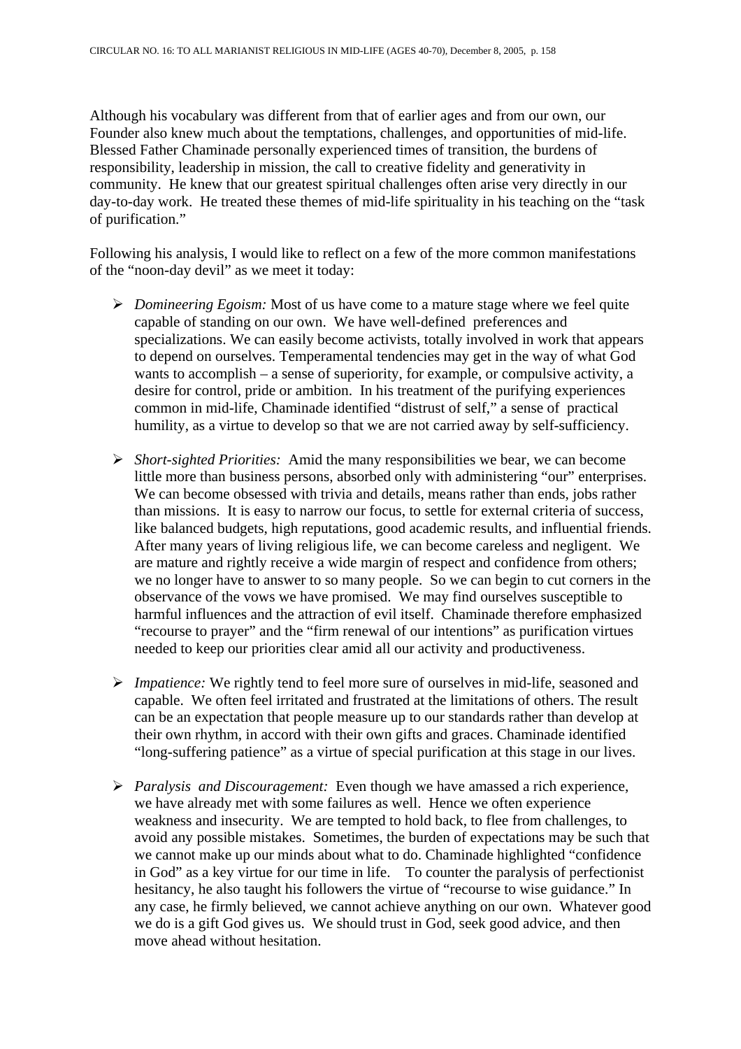Although his vocabulary was different from that of earlier ages and from our own, our Founder also knew much about the temptations, challenges, and opportunities of mid-life. Blessed Father Chaminade personally experienced times of transition, the burdens of responsibility, leadership in mission, the call to creative fidelity and generativity in community. He knew that our greatest spiritual challenges often arise very directly in our day-to-day work. He treated these themes of mid-life spirituality in his teaching on the "task of purification."

Following his analysis, I would like to reflect on a few of the more common manifestations of the "noon-day devil" as we meet it today:

- *Domineering Egoism:* Most of us have come to a mature stage where we feel quite capable of standing on our own. We have well-defined preferences and specializations. We can easily become activists, totally involved in work that appears to depend on ourselves. Temperamental tendencies may get in the way of what God wants to accomplish – a sense of superiority, for example, or compulsive activity, a desire for control, pride or ambition. In his treatment of the purifying experiences common in mid-life, Chaminade identified "distrust of self," a sense of practical humility, as a virtue to develop so that we are not carried away by self-sufficiency.

- *Short-sighted Priorities:* Amid the many responsibilities we bear, we can become little more than business persons, absorbed only with administering "our" enterprises. We can become obsessed with trivia and details, means rather than ends, jobs rather than missions. It is easy to narrow our focus, to settle for external criteria of success, like balanced budgets, high reputations, good academic results, and influential friends. After many years of living religious life, we can become careless and negligent. We are mature and rightly receive a wide margin of respect and confidence from others; we no longer have to answer to so many people. So we can begin to cut corners in the observance of the vows we have promised. We may find ourselves susceptible to harmful influences and the attraction of evil itself. Chaminade therefore emphasized "recourse to prayer" and the "firm renewal of our intentions" as purification virtues needed to keep our priorities clear amid all our activity and productiveness.

- *Impatience:* We rightly tend to feel more sure of ourselves in mid-life, seasoned and capable. We often feel irritated and frustrated at the limitations of others. The result can be an expectation that people measure up to our standards rather than develop at their own rhythm, in accord with their own gifts and graces. Chaminade identified "long-suffering patience" as a virtue of special purification at this stage in our lives.

- *Paralysis and Discouragement:* Even though we have amassed a rich experience, we have already met with some failures as well. Hence we often experience weakness and insecurity. We are tempted to hold back, to flee from challenges, to avoid any possible mistakes. Sometimes, the burden of expectations may be such that we cannot make up our minds about what to do. Chaminade highlighted "confidence in God" as a key virtue for our time in life. To counter the paralysis of perfectionist hesitancy, he also taught his followers the virtue of "recourse to wise guidance." In any case, he firmly believed, we cannot achieve anything on our own. Whatever good we do is a gift God gives us. We should trust in God, seek good advice, and then move ahead without hesitation.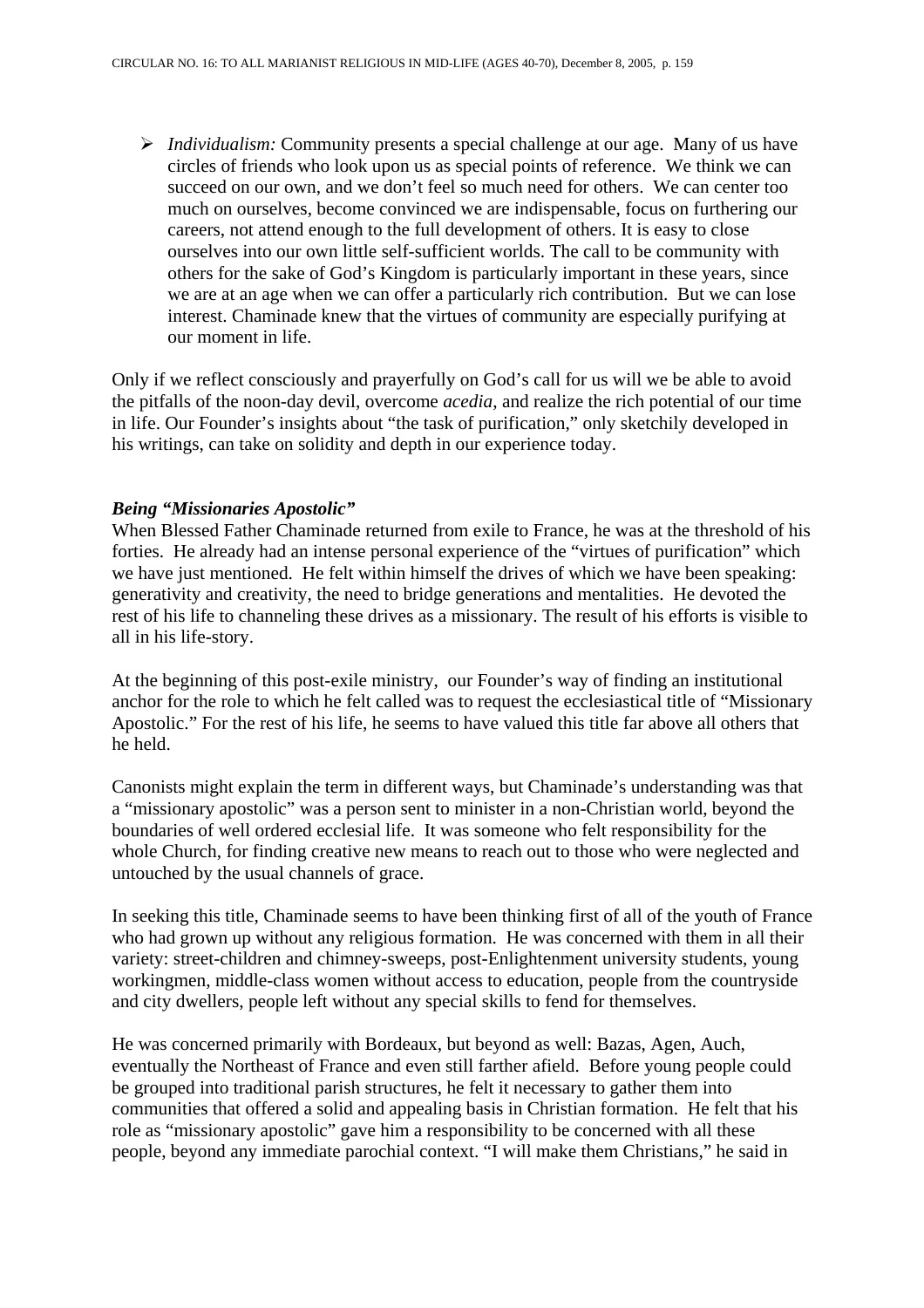- *Individualism:* Community presents a special challenge at our age. Many of us have circles of friends who look upon us as special points of reference. We think we can succeed on our own, and we don't feel so much need for others. We can center too much on ourselves, become convinced we are indispensable, focus on furthering our careers, not attend enough to the full development of others. It is easy to close ourselves into our own little self-sufficient worlds. The call to be community with others for the sake of God's Kingdom is particularly important in these years, since we are at an age when we can offer a particularly rich contribution. But we can lose interest. Chaminade knew that the virtues of community are especially purifying at our moment in life.

Only if we reflect consciously and prayerfully on God's call for us will we be able to avoid the pitfalls of the noon-day devil, overcome *acedia*, and realize the rich potential of our time in life. Our Founder's insights about "the task of purification," only sketchily developed in his writings, can take on solidity and depth in our experience today.

### *Being "Missionaries Apostolic"*

When Blessed Father Chaminade returned from exile to France, he was at the threshold of his forties. He already had an intense personal experience of the "virtues of purification" which we have just mentioned. He felt within himself the drives of which we have been speaking: generativity and creativity, the need to bridge generations and mentalities. He devoted the rest of his life to channeling these drives as a missionary. The result of his efforts is visible to all in his life-story.

At the beginning of this post-exile ministry, our Founder's way of finding an institutional anchor for the role to which he felt called was to request the ecclesiastical title of "Missionary Apostolic." For the rest of his life, he seems to have valued this title far above all others that he held.

Canonists might explain the term in different ways, but Chaminade's understanding was that a "missionary apostolic" was a person sent to minister in a non-Christian world, beyond the boundaries of well ordered ecclesial life. It was someone who felt responsibility for the whole Church, for finding creative new means to reach out to those who were neglected and untouched by the usual channels of grace.

In seeking this title, Chaminade seems to have been thinking first of all of the youth of France who had grown up without any religious formation. He was concerned with them in all their variety: street-children and chimney-sweeps, post-Enlightenment university students, young workingmen, middle-class women without access to education, people from the countryside and city dwellers, people left without any special skills to fend for themselves.

He was concerned primarily with Bordeaux, but beyond as well: Bazas, Agen, Auch, eventually the Northeast of France and even still farther afield. Before young people could be grouped into traditional parish structures, he felt it necessary to gather them into communities that offered a solid and appealing basis in Christian formation. He felt that his role as "missionary apostolic" gave him a responsibility to be concerned with all these people, beyond any immediate parochial context. "I will make them Christians," he said in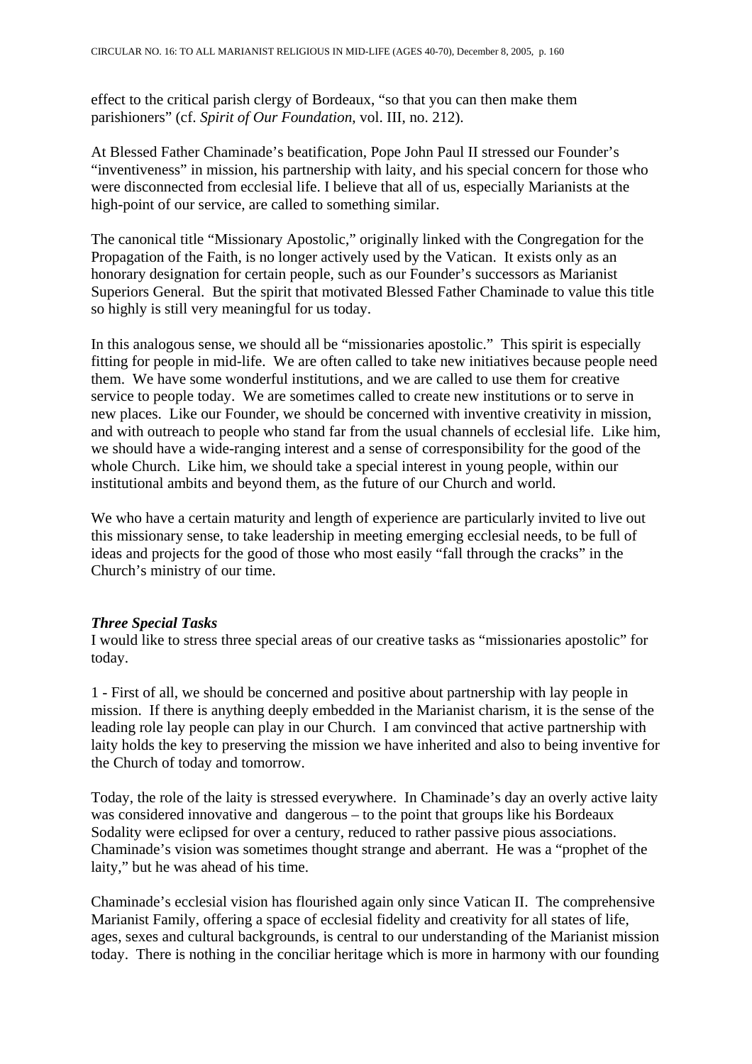effect to the critical parish clergy of Bordeaux, "so that you can then make them parishioners" (cf. *Spirit of Our Foundation*, vol. III, no. 212).

At Blessed Father Chaminade's beatification, Pope John Paul II stressed our Founder's "inventiveness" in mission, his partnership with laity, and his special concern for those who were disconnected from ecclesial life. I believe that all of us, especially Marianists at the high-point of our service, are called to something similar.

The canonical title "Missionary Apostolic," originally linked with the Congregation for the Propagation of the Faith, is no longer actively used by the Vatican. It exists only as an honorary designation for certain people, such as our Founder's successors as Marianist Superiors General. But the spirit that motivated Blessed Father Chaminade to value this title so highly is still very meaningful for us today.

In this analogous sense, we should all be "missionaries apostolic." This spirit is especially fitting for people in mid-life. We are often called to take new initiatives because people need them. We have some wonderful institutions, and we are called to use them for creative service to people today. We are sometimes called to create new institutions or to serve in new places. Like our Founder, we should be concerned with inventive creativity in mission, and with outreach to people who stand far from the usual channels of ecclesial life. Like him, we should have a wide-ranging interest and a sense of coresponsibility for the good of the whole Church. Like him, we should take a special interest in young people, within our institutional ambits and beyond them, as the future of our Church and world.

We who have a certain maturity and length of experience are particularly invited to live out this missionary sense, to take leadership in meeting emerging ecclesial needs, to be full of ideas and projects for the good of those who most easily "fall through the cracks" in the Church's ministry of our time.

### *Three Special Tasks*

I would like to stress three special areas of our creative tasks as "missionaries apostolic" for today.

1 - First of all, we should be concerned and positive about partnership with lay people in mission. If there is anything deeply embedded in the Marianist charism, it is the sense of the leading role lay people can play in our Church. I am convinced that active partnership with laity holds the key to preserving the mission we have inherited and also to being inventive for the Church of today and tomorrow.

Today, the role of the laity is stressed everywhere. In Chaminade's day an overly active laity was considered innovative and dangerous – to the point that groups like his Bordeaux Sodality were eclipsed for over a century, reduced to rather passive pious associations. Chaminade's vision was sometimes thought strange and aberrant. He was a "prophet of the laity," but he was ahead of his time.

Chaminade's ecclesial vision has flourished again only since Vatican II. The comprehensive Marianist Family, offering a space of ecclesial fidelity and creativity for all states of life, ages, sexes and cultural backgrounds, is central to our understanding of the Marianist mission today. There is nothing in the conciliar heritage which is more in harmony with our founding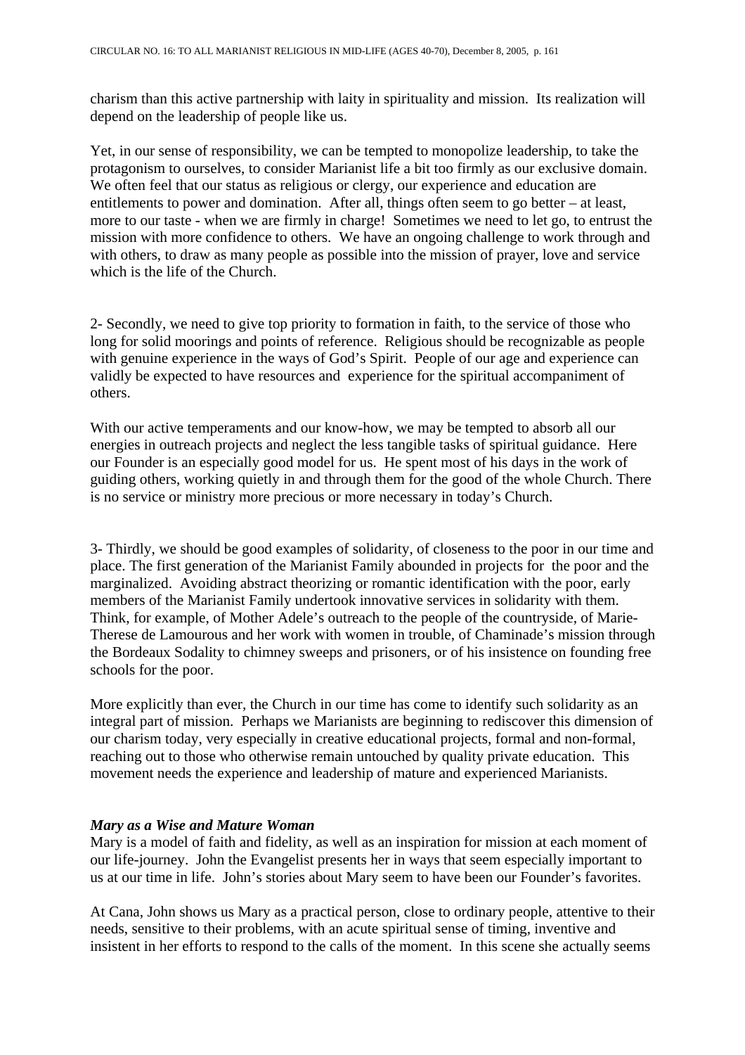charism than this active partnership with laity in spirituality and mission. Its realization will depend on the leadership of people like us.

Yet, in our sense of responsibility, we can be tempted to monopolize leadership, to take the protagonism to ourselves, to consider Marianist life a bit too firmly as our exclusive domain. We often feel that our status as religious or clergy, our experience and education are entitlements to power and domination. After all, things often seem to go better – at least, more to our taste - when we are firmly in charge! Sometimes we need to let go, to entrust the mission with more confidence to others. We have an ongoing challenge to work through and with others, to draw as many people as possible into the mission of prayer, love and service which is the life of the Church.

2- Secondly, we need to give top priority to formation in faith, to the service of those who long for solid moorings and points of reference. Religious should be recognizable as people with genuine experience in the ways of God's Spirit. People of our age and experience can validly be expected to have resources and experience for the spiritual accompaniment of others.

With our active temperaments and our know-how, we may be tempted to absorb all our energies in outreach projects and neglect the less tangible tasks of spiritual guidance. Here our Founder is an especially good model for us. He spent most of his days in the work of guiding others, working quietly in and through them for the good of the whole Church. There is no service or ministry more precious or more necessary in today's Church.

3- Thirdly, we should be good examples of solidarity, of closeness to the poor in our time and place. The first generation of the Marianist Family abounded in projects for the poor and the marginalized. Avoiding abstract theorizing or romantic identification with the poor, early members of the Marianist Family undertook innovative services in solidarity with them. Think, for example, of Mother Adele's outreach to the people of the countryside, of Marie-Therese de Lamourous and her work with women in trouble, of Chaminade's mission through the Bordeaux Sodality to chimney sweeps and prisoners, or of his insistence on founding free schools for the poor.

More explicitly than ever, the Church in our time has come to identify such solidarity as an integral part of mission. Perhaps we Marianists are beginning to rediscover this dimension of our charism today, very especially in creative educational projects, formal and non-formal, reaching out to those who otherwise remain untouched by quality private education. This movement needs the experience and leadership of mature and experienced Marianists.

### *Mary as a Wise and Mature Woman*

Mary is a model of faith and fidelity, as well as an inspiration for mission at each moment of our life-journey. John the Evangelist presents her in ways that seem especially important to us at our time in life. John's stories about Mary seem to have been our Founder's favorites.

At Cana, John shows us Mary as a practical person, close to ordinary people, attentive to their needs, sensitive to their problems, with an acute spiritual sense of timing, inventive and insistent in her efforts to respond to the calls of the moment. In this scene she actually seems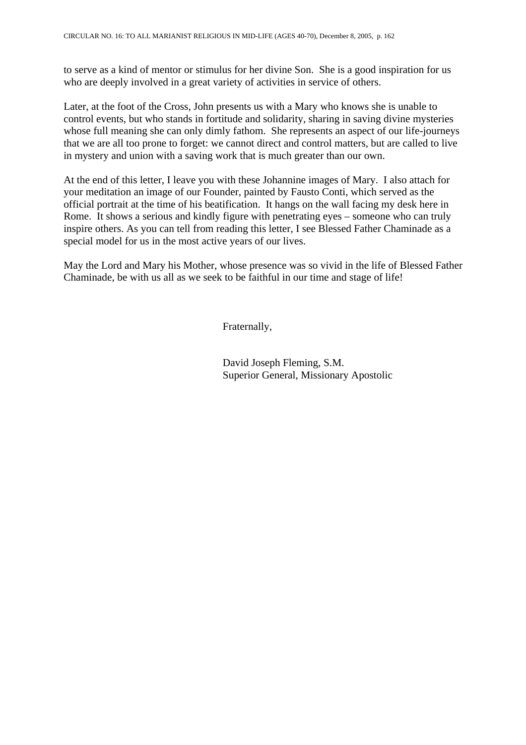to serve as a kind of mentor or stimulus for her divine Son. She is a good inspiration for us who are deeply involved in a great variety of activities in service of others.

Later, at the foot of the Cross, John presents us with a Mary who knows she is unable to control events, but who stands in fortitude and solidarity, sharing in saving divine mysteries whose full meaning she can only dimly fathom. She represents an aspect of our life-journeys that we are all too prone to forget: we cannot direct and control matters, but are called to live in mystery and union with a saving work that is much greater than our own.

At the end of this letter, I leave you with these Johannine images of Mary. I also attach for your meditation an image of our Founder, painted by Fausto Conti, which served as the official portrait at the time of his beatification. It hangs on the wall facing my desk here in Rome. It shows a serious and kindly figure with penetrating eyes – someone who can truly inspire others. As you can tell from reading this letter, I see Blessed Father Chaminade as a special model for us in the most active years of our lives.

May the Lord and Mary his Mother, whose presence was so vivid in the life of Blessed Father Chaminade, be with us all as we seek to be faithful in our time and stage of life!

Fraternally,

David Joseph Fleming, S.M.
Superior General, Missionary Apostolic